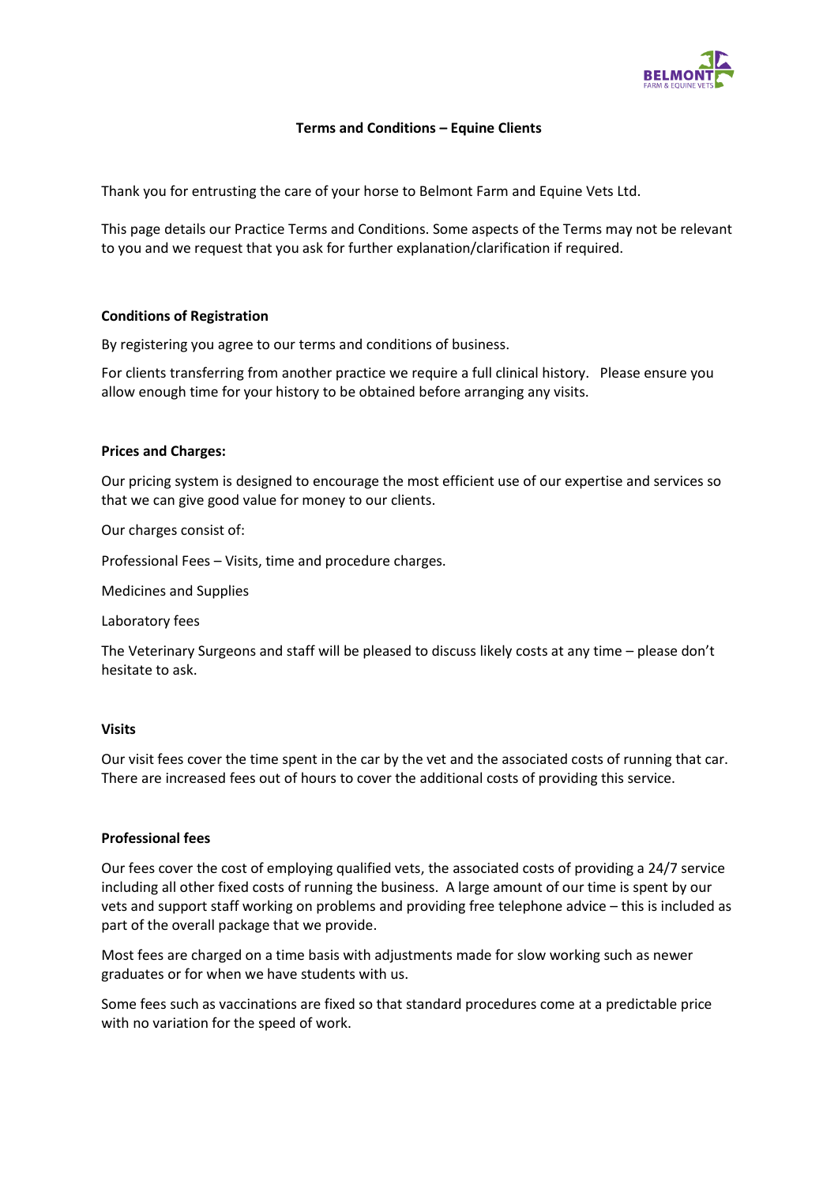## Terms and Conditions – Equine Clients

Thank you for entrusting the care of your horse to Belmont Farm and Equine Vets Ltd.

This page details our Practice Terms and Conditions. Some aspects of the Terms may not be relevant to you and we request that you ask for further explanation/clarification if required.

### Conditions of Registration

By registering you agree to our terms and conditions of business.

For clients transferring from another practice we require a full clinical history. Please ensure you allow enough time for your history to be obtained before arranging any visits.

### Prices and Charges:

Our pricing system is designed to encourage the most efficient use of our expertise and services so that we can give good value for money to our clients.

Our charges consist of:

Professional Fees – Visits, time and procedure charges.

Medicines and Supplies

Laboratory fees

The Veterinary Surgeons and staff will be pleased to discuss likely costs at any time – please don't hesitate to ask.

### Visits

Our visit fees cover the time spent in the car by the vet and the associated costs of running that car. There are increased fees out of hours to cover the additional costs of providing this service.

### Professional fees

Our fees cover the cost of employing qualified vets, the associated costs of providing a 24/7 service including all other fixed costs of running the business. A large amount of our time is spent by our vets and support staff working on problems and providing free telephone advice – this is included as part of the overall package that we provide.

Most fees are charged on a time basis with adjustments made for slow working such as newer graduates or for when we have students with us.

Some fees such as vaccinations are fixed so that standard procedures come at a predictable price with no variation for the speed of work.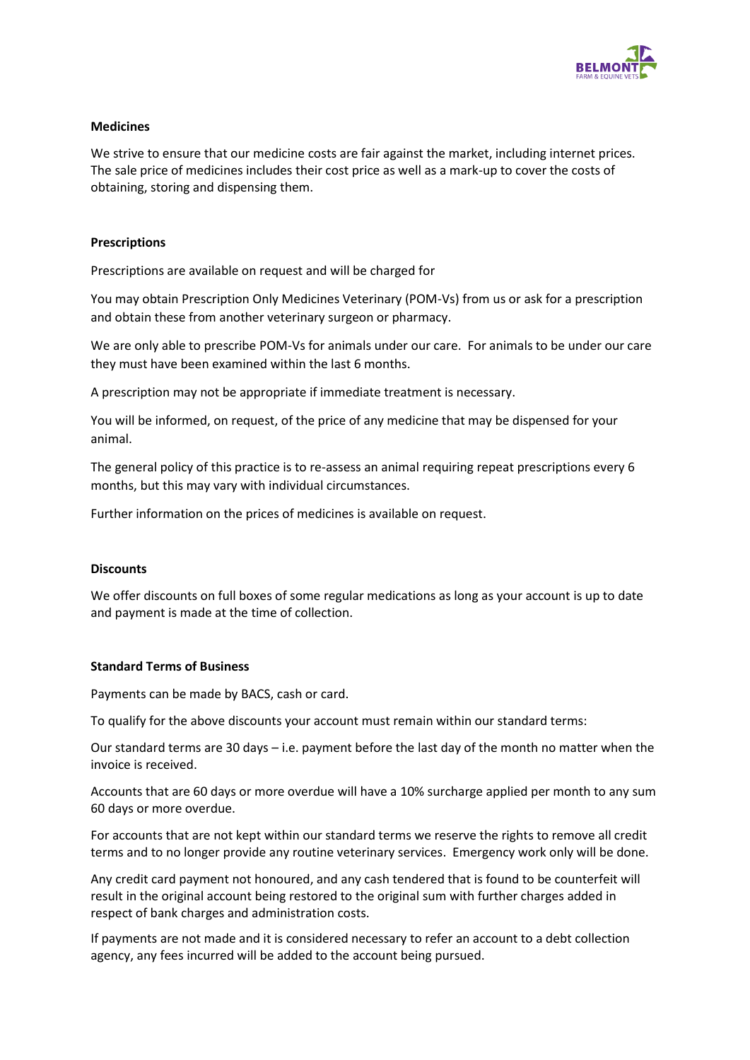**Medicines**

We strive to ensure that our medicine costs are fair against the market, including internet prices. The sale price of medicines includes their cost price as well as a mark-up to cover the costs of obtaining, storing and dispensing them.

**Prescriptions**

Prescriptions are available on request and will be charged for

You may obtain Prescription Only Medicines Veterinary (POM-Vs) from us or ask for a prescription and obtain these from another veterinary surgeon or pharmacy.

We are only able to prescribe POM-Vs for animals under our care. For animals to be under our care they must have been examined within the last 6 months.

A prescription may not be appropriate if immediate treatment is necessary.

You will be informed, on request, of the price of any medicine that may be dispensed for your animal.

The general policy of this practice is to re-assess an animal requiring repeat prescriptions every 6 months, but this may vary with individual circumstances.

Further information on the prices of medicines is available on request.

**Discounts**

We offer discounts on full boxes of some regular medications as long as your account is up to date and payment is made at the time of collection.

**Standard Terms of Business**

Payments can be made by BACS, cash or card.

To qualify for the above discounts your account must remain within our standard terms:

Our standard terms are 30 days – i.e. payment before the last day of the month no matter when the invoice is received.

Accounts that are 60 days or more overdue will have a 10% surcharge applied per month to any sum 60 days or more overdue.

For accounts that are not kept within our standard terms we reserve the rights to remove all credit terms and to no longer provide any routine veterinary services. Emergency work only will be done.

Any credit card payment not honoured, and any cash tendered that is found to be counterfeit will result in the original account being restored to the original sum with further charges added in respect of bank charges and administration costs.

If payments are not made and it is considered necessary to refer an account to a debt collection agency, any fees incurred will be added to the account being pursued.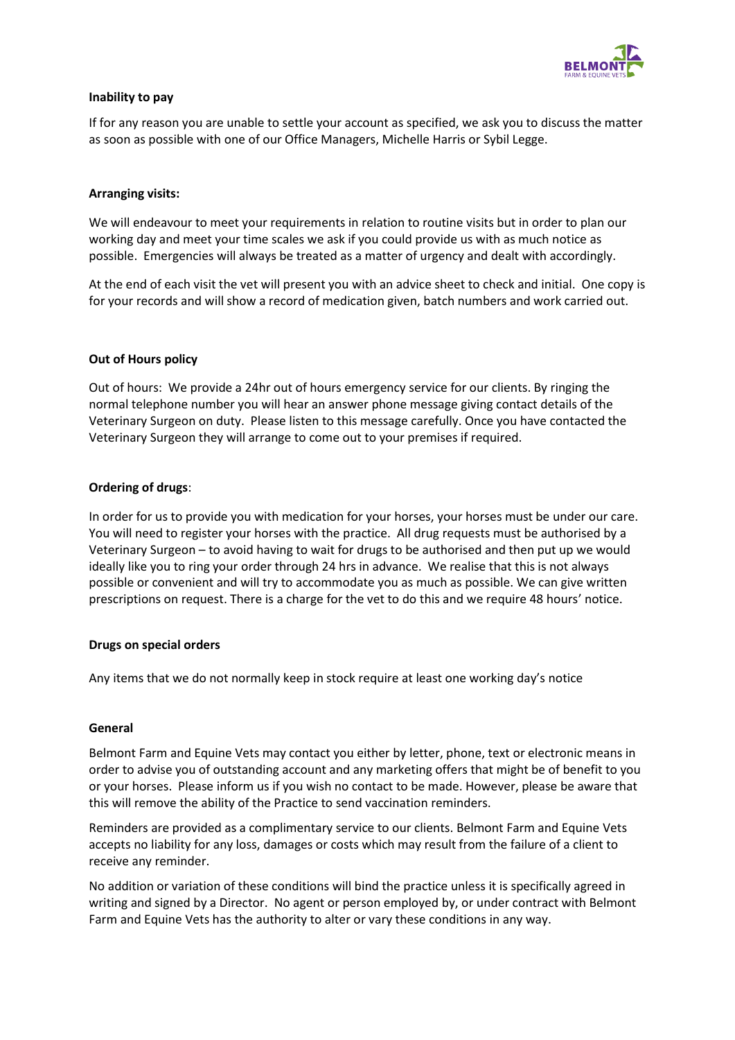**Inability to pay**

If for any reason you are unable to settle your account as specified, we ask you to discuss the matter as soon as possible with one of our Office Managers, Michelle Harris or Sybil Legge.

**Arranging visits:**

We will endeavour to meet your requirements in relation to routine visits but in order to plan our working day and meet your time scales we ask if you could provide us with as much notice as possible. Emergencies will always be treated as a matter of urgency and dealt with accordingly.

At the end of each visit the vet will present you with an advice sheet to check and initial. One copy is for your records and will show a record of medication given, batch numbers and work carried out.

**Out of Hours policy**

Out of hours: We provide a 24hr out of hours emergency service for our clients. By ringing the normal telephone number you will hear an answer phone message giving contact details of the Veterinary Surgeon on duty. Please listen to this message carefully. Once you have contacted the Veterinary Surgeon they will arrange to come out to your premises if required.

**Ordering of drugs**:

In order for us to provide you with medication for your horses, your horses must be under our care. You will need to register your horses with the practice. All drug requests must be authorised by a Veterinary Surgeon – to avoid having to wait for drugs to be authorised and then put up we would ideally like you to ring your order through 24 hrs in advance. We realise that this is not always possible or convenient and will try to accommodate you as much as possible. We can give written prescriptions on request. There is a charge for the vet to do this and we require 48 hours' notice.

**Drugs on special orders**

Any items that we do not normally keep in stock require at least one working day's notice

**General**

Belmont Farm and Equine Vets may contact you either by letter, phone, text or electronic means in order to advise you of outstanding account and any marketing offers that might be of benefit to you or your horses. Please inform us if you wish no contact to be made. However, please be aware that this will remove the ability of the Practice to send vaccination reminders.

Reminders are provided as a complimentary service to our clients. Belmont Farm and Equine Vets accepts no liability for any loss, damages or costs which may result from the failure of a client to receive any reminder.

No addition or variation of these conditions will bind the practice unless it is specifically agreed in writing and signed by a Director. No agent or person employed by, or under contract with Belmont Farm and Equine Vets has the authority to alter or vary these conditions in any way.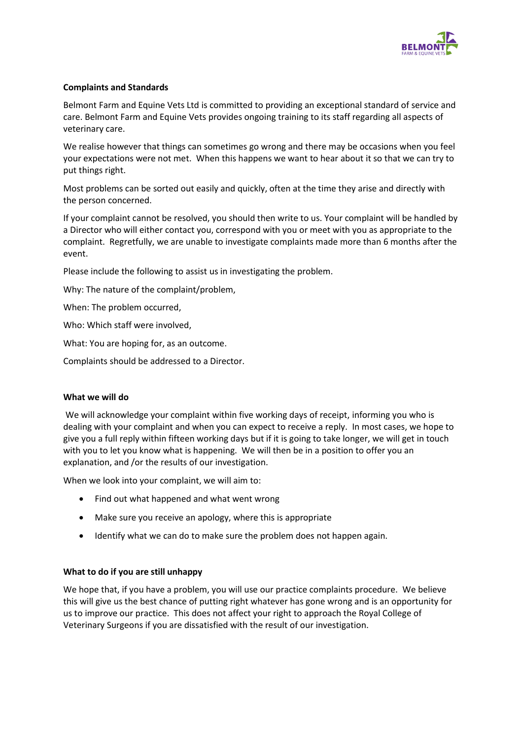**Complaints and Standards**

Belmont Farm and Equine Vets Ltd is committed to providing an exceptional standard of service and care. Belmont Farm and Equine Vets provides ongoing training to its staff regarding all aspects of veterinary care.

We realise however that things can sometimes go wrong and there may be occasions when you feel your expectations were not met. When this happens we want to hear about it so that we can try to put things right.

Most problems can be sorted out easily and quickly, often at the time they arise and directly with the person concerned.

If your complaint cannot be resolved, you should then write to us. Your complaint will be handled by a Director who will either contact you, correspond with you or meet with you as appropriate to the complaint. Regretfully, we are unable to investigate complaints made more than 6 months after the event.

Please include the following to assist us in investigating the problem.

Why: The nature of the complaint/problem,

When: The problem occurred,

Who: Which staff were involved,

What: You are hoping for, as an outcome.

Complaints should be addressed to a Director.

**What we will do**

We will acknowledge your complaint within five working days of receipt, informing you who is dealing with your complaint and when you can expect to receive a reply. In most cases, we hope to give you a full reply within fifteen working days but if it is going to take longer, we will get in touch with you to let you know what is happening. We will then be in a position to offer you an explanation, and /or the results of our investigation.

When we look into your complaint, we will aim to:

- Find out what happened and what went wrong
- Make sure you receive an apology, where this is appropriate
- Identify what we can do to make sure the problem does not happen again.

**What to do if you are still unhappy**

We hope that, if you have a problem, you will use our practice complaints procedure. We believe this will give us the best chance of putting right whatever has gone wrong and is an opportunity for us to improve our practice. This does not affect your right to approach the Royal College of Veterinary Surgeons if you are dissatisfied with the result of our investigation.